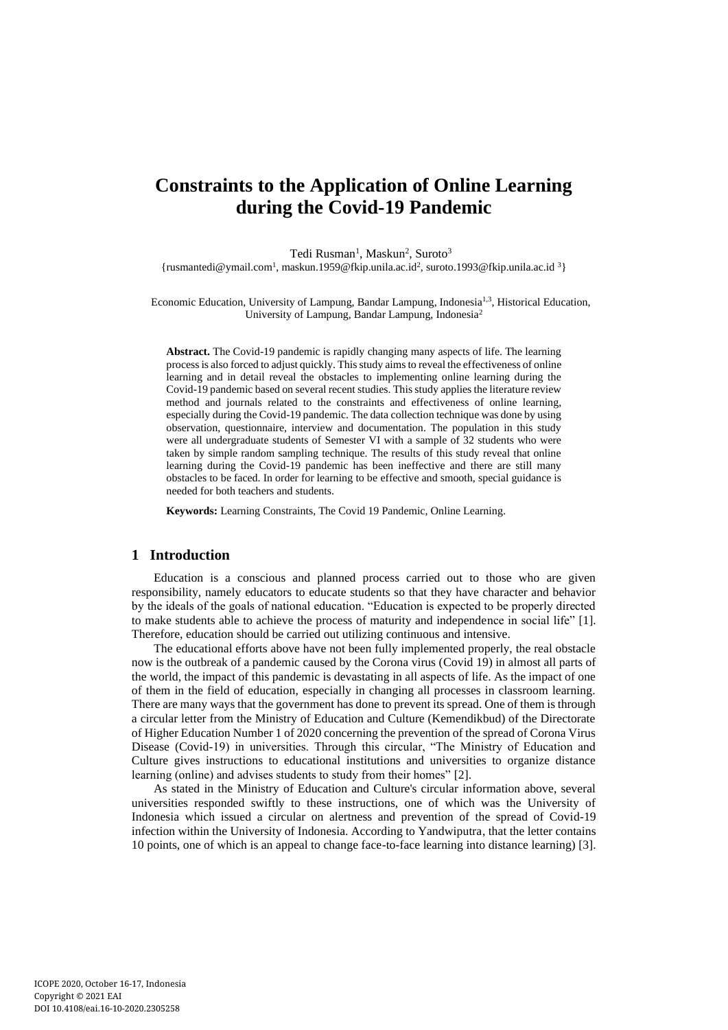# Constraints to the Application of Online Learning during the Covid-19 Pandemic

Tedi Rusman[1], Maskun[2], Suroto[3]

{rusmantedi@ymail.com[1], maskun.1959@fkip.unila.ac.id[2], suroto.1993@fkip.unila.ac.id [3]}

Economic Education, University of Lampung, Bandar Lampung, Indonesia[1,3], Historical Education, University of Lampung, Bandar Lampung, Indonesia[2]

**Abstract.** The Covid-19 pandemic is rapidly changing many aspects of life. The learning process is also forced to adjust quickly. This study aims to reveal the effectiveness of online learning and in detail reveal the obstacles to implementing online learning during the Covid-19 pandemic based on several recent studies. This study applies the literature review method and journals related to the constraints and effectiveness of online learning, especially during the Covid-19 pandemic. The data collection technique was done by using observation, questionnaire, interview and documentation. The population in this study were all undergraduate students of Semester VI with a sample of 32 students who were taken by simple random sampling technique. The results of this study reveal that online learning during the Covid-19 pandemic has been ineffective and there are still many obstacles to be faced. In order for learning to be effective and smooth, special guidance is needed for both teachers and students.

**Keywords:** Learning Constraints, The Covid 19 Pandemic, Online Learning.

## 1 Introduction

Education is a conscious and planned process carried out to those who are given responsibility, namely educators to educate students so that they have character and behavior by the ideals of the goals of national education. "Education is expected to be properly directed to make students able to achieve the process of maturity and independence in social life" [1]. Therefore, education should be carried out utilizing continuous and intensive.

The educational efforts above have not been fully implemented properly, the real obstacle now is the outbreak of a pandemic caused by the Corona virus (Covid 19) in almost all parts of the world, the impact of this pandemic is devastating in all aspects of life. As the impact of one of them in the field of education, especially in changing all processes in classroom learning. There are many ways that the government has done to prevent its spread. One of them is through a circular letter from the Ministry of Education and Culture (Kemendikbud) of the Directorate of Higher Education Number 1 of 2020 concerning the prevention of the spread of Corona Virus Disease (Covid-19) in universities. Through this circular, "The Ministry of Education and Culture gives instructions to educational institutions and universities to organize distance learning (online) and advises students to study from their homes" [2].

As stated in the Ministry of Education and Culture's circular information above, several universities responded swiftly to these instructions, one of which was the University of Indonesia which issued a circular on alertness and prevention of the spread of Covid-19 infection within the University of Indonesia. According to Yandwiputra, that the letter contains 10 points, one of which is an appeal to change face-to-face learning into distance learning) [3].

ICOPE 2020, October 16-17, Indonesia
Copyright © 2021 EAI
DOI 10.4108/eai.16-10-2020.2305258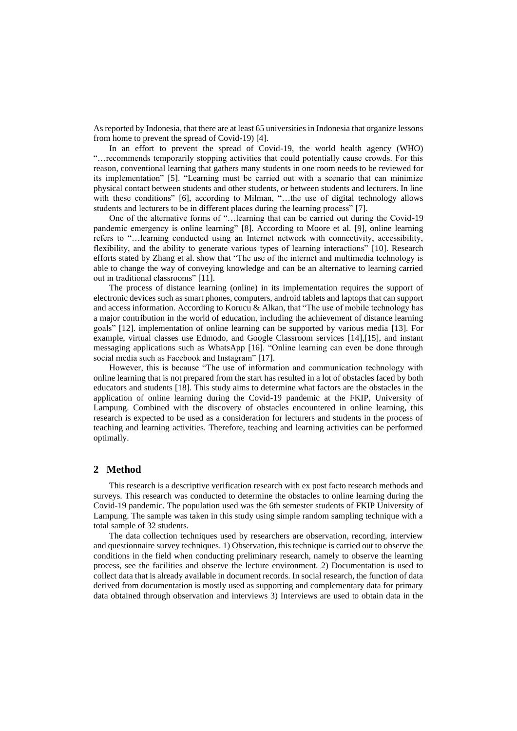As reported by Indonesia, that there are at least 65 universities in Indonesia that organize lessons from home to prevent the spread of Covid-19) [4].

In an effort to prevent the spread of Covid-19, the world health agency (WHO) "…recommends temporarily stopping activities that could potentially cause crowds. For this reason, conventional learning that gathers many students in one room needs to be reviewed for its implementation" [5]. "Learning must be carried out with a scenario that can minimize physical contact between students and other students, or between students and lecturers. In line with these conditions" [6], according to Milman, "…the use of digital technology allows students and lecturers to be in different places during the learning process" [7].

One of the alternative forms of "…learning that can be carried out during the Covid-19 pandemic emergency is online learning" [8]. According to Moore et al. [9], online learning refers to "…learning conducted using an Internet network with connectivity, accessibility, flexibility, and the ability to generate various types of learning interactions" [10]. Research efforts stated by Zhang et al. show that "The use of the internet and multimedia technology is able to change the way of conveying knowledge and can be an alternative to learning carried out in traditional classrooms" [11].

The process of distance learning (online) in its implementation requires the support of electronic devices such as smart phones, computers, android tablets and laptops that can support and access information. According to Korucu & Alkan, that "The use of mobile technology has a major contribution in the world of education, including the achievement of distance learning goals" [12]. implementation of online learning can be supported by various media [13]. For example, virtual classes use Edmodo, and Google Classroom services [14],[15], and instant messaging applications such as WhatsApp [16]. "Online learning can even be done through social media such as Facebook and Instagram" [17].

However, this is because "The use of information and communication technology with online learning that is not prepared from the start has resulted in a lot of obstacles faced by both educators and students [18]. This study aims to determine what factors are the obstacles in the application of online learning during the Covid-19 pandemic at the FKIP, University of Lampung. Combined with the discovery of obstacles encountered in online learning, this research is expected to be used as a consideration for lecturers and students in the process of teaching and learning activities. Therefore, teaching and learning activities can be performed optimally.

## 2 Method

This research is a descriptive verification research with ex post facto research methods and surveys. This research was conducted to determine the obstacles to online learning during the Covid-19 pandemic. The population used was the 6th semester students of FKIP University of Lampung. The sample was taken in this study using simple random sampling technique with a total sample of 32 students.

The data collection techniques used by researchers are observation, recording, interview and questionnaire survey techniques. 1) Observation, this technique is carried out to observe the conditions in the field when conducting preliminary research, namely to observe the learning process, see the facilities and observe the lecture environment. 2) Documentation is used to collect data that is already available in document records. In social research, the function of data derived from documentation is mostly used as supporting and complementary data for primary data obtained through observation and interviews 3) Interviews are used to obtain data in the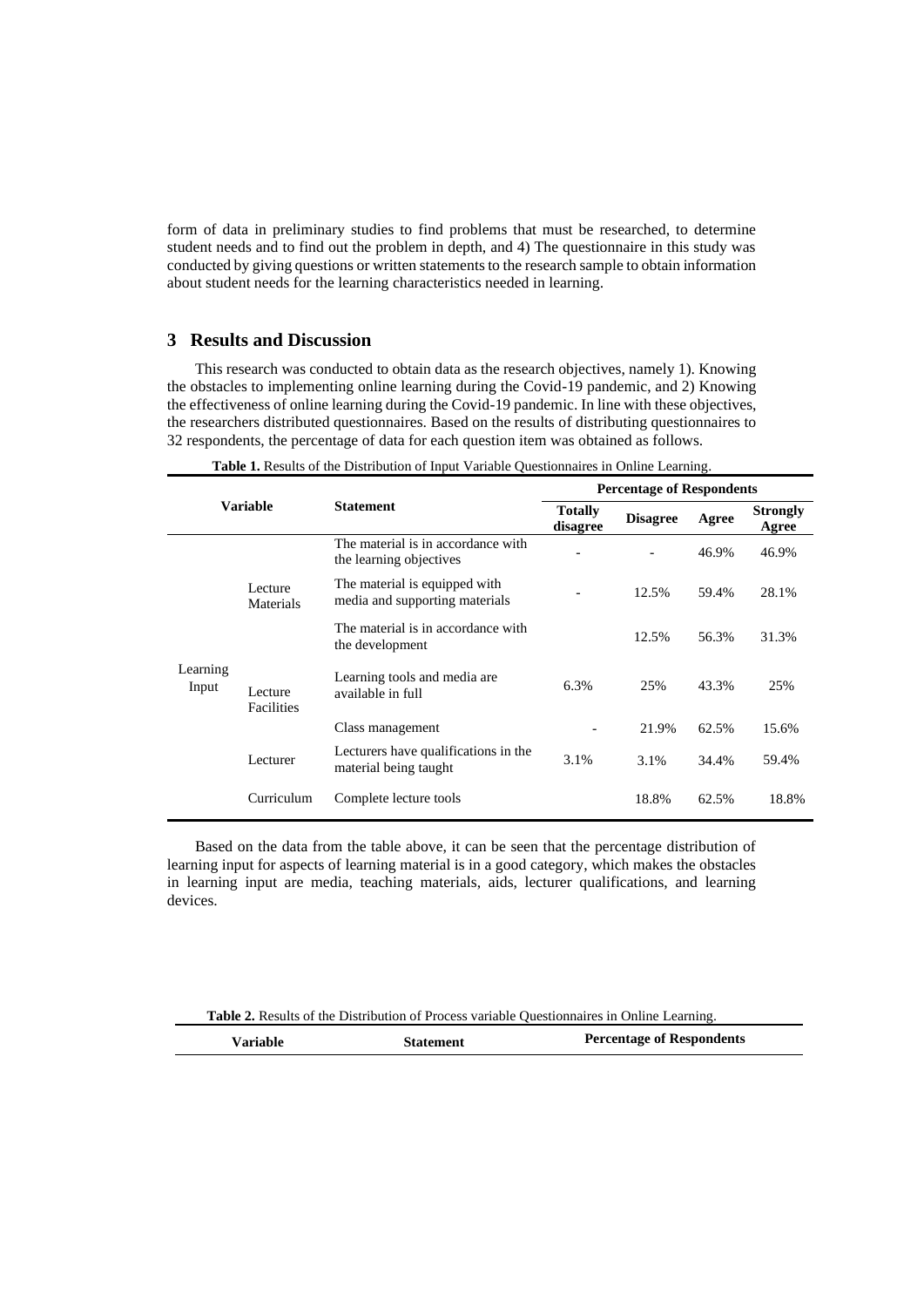form of data in preliminary studies to find problems that must be researched, to determine student needs and to find out the problem in depth, and 4) The questionnaire in this study was conducted by giving questions or written statements to the research sample to obtain information about student needs for the learning characteristics needed in learning.

## 3 Results and Discussion

This research was conducted to obtain data as the research objectives, namely 1). Knowing the obstacles to implementing online learning during the Covid-19 pandemic, and 2) Knowing the effectiveness of online learning during the Covid-19 pandemic. In line with these objectives, the researchers distributed questionnaires. Based on the results of distributing questionnaires to 32 respondents, the percentage of data for each question item was obtained as follows.

**Table 1.** Results of the Distribution of Input Variable Questionnaires in Online Learning.

| Variable | | Statement | Percentage of Respondents | | | |
|---|---|---|---|---|---|---|
| | | | Totally disagree | Disagree | Agree | Strongly Agree |
| Learning Input | Lecture Materials | The material is in accordance with the learning objectives | - | - | 46.9% | 46.9% |
| | | The material is equipped with media and supporting materials | - | 12.5% | 59.4% | 28.1% |
| | | The material is in accordance with the development | | 12.5% | 56.3% | 31.3% |
| | Lecture Facilities | Learning tools and media are available in full | 6.3% | 25% | 43.3% | 25% |
| | | Class management | - | 21.9% | 62.5% | 15.6% |
| | Lecturer | Lecturers have qualifications in the material being taught | 3.1% | 3.1% | 34.4% | 59.4% |
| | Curriculum | Complete lecture tools | | 18.8% | 62.5% | 18.8% |

Based on the data from the table above, it can be seen that the percentage distribution of learning input for aspects of learning material is in a good category, which makes the obstacles in learning input are media, teaching materials, aids, lecturer qualifications, and learning devices.

**Table 2.** Results of the Distribution of Process variable Questionnaires in Online Learning.

| Variable | Statement | Percentage of Respondents |
|---|---|---|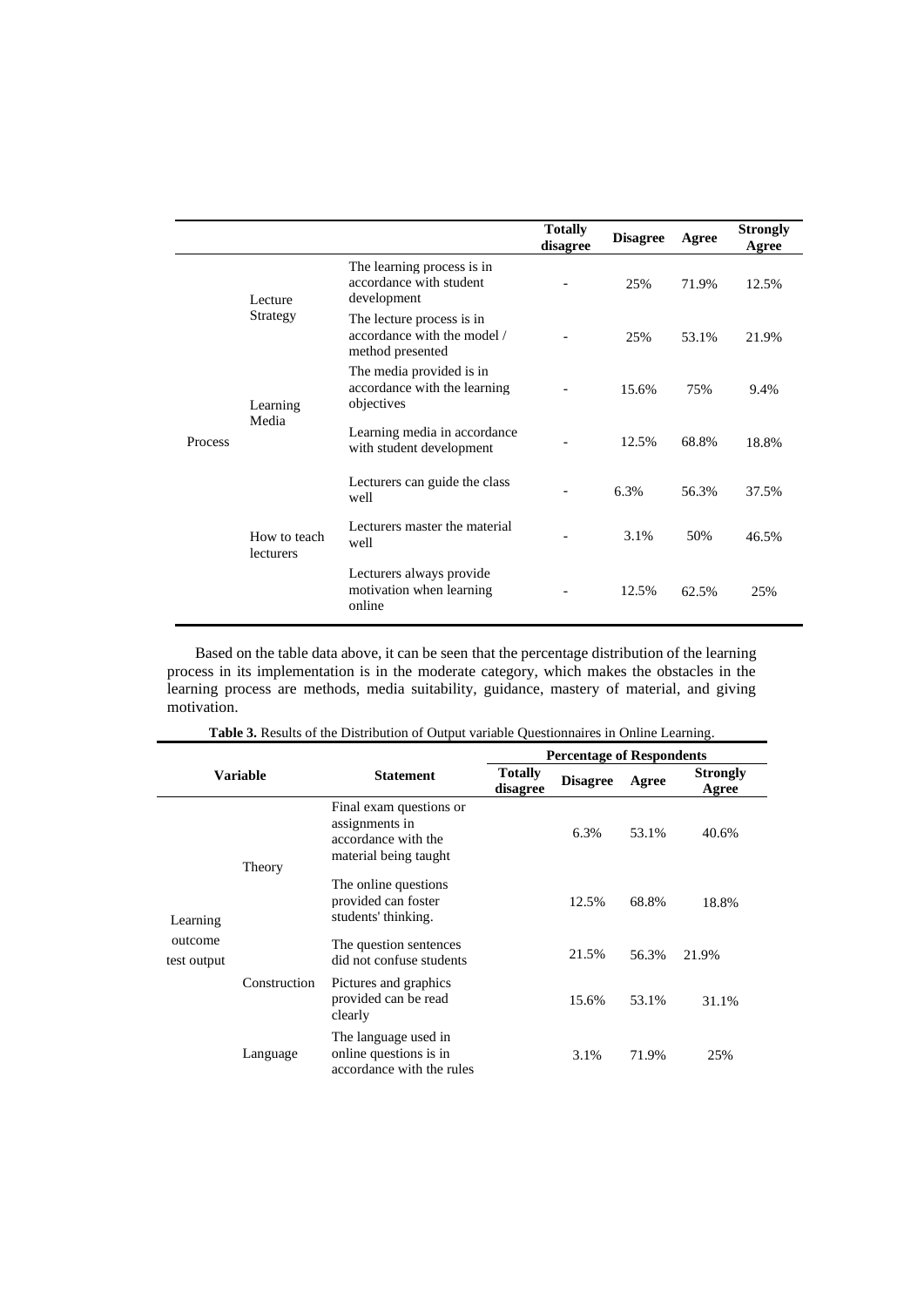| | | | Totally disagree | Disagree | Agree | Strongly Agree |
|---|---|---|---|---|---|---|
| Process | Lecture Strategy | The learning process is in accordance with student development | - | 25% | 71.9% | 12.5% |
| | | The lecture process is in accordance with the model / method presented | - | 25% | 53.1% | 21.9% |
| | Learning Media | The media provided is in accordance with the learning objectives | - | 15.6% | 75% | 9.4% |
| | | Learning media in accordance with student development | - | 12.5% | 68.8% | 18.8% |
| | How to teach lecturers | Lecturers can guide the class well | - | 6.3% | 56.3% | 37.5% |
| | | Lecturers master the material well | - | 3.1% | 50% | 46.5% |
| | | Lecturers always provide motivation when learning online | - | 12.5% | 62.5% | 25% |

Based on the table data above, it can be seen that the percentage distribution of the learning process in its implementation is in the moderate category, which makes the obstacles in the learning process are methods, media suitability, guidance, mastery of material, and giving motivation.

**Table 3.** Results of the Distribution of Output variable Questionnaires in Online Learning.

| Variable | | Statement | Percentage of Respondents | | | |
|---|---|---|---|---|---|---|
| | | | Totally disagree | Disagree | Agree | Strongly Agree |
| Learning outcome test output | Theory | Final exam questions or assignments in accordance with the material being taught | | 6.3% | 53.1% | 40.6% |
| | | The online questions provided can foster students' thinking. | | 12.5% | 68.8% | 18.8% |
| | Construction | The question sentences did not confuse students | | 21.5% | 56.3% | 21.9% |
| | | Pictures and graphics provided can be read clearly | | 15.6% | 53.1% | 31.1% |
| | Language | The language used in online questions is in accordance with the rules | | 3.1% | 71.9% | 25% |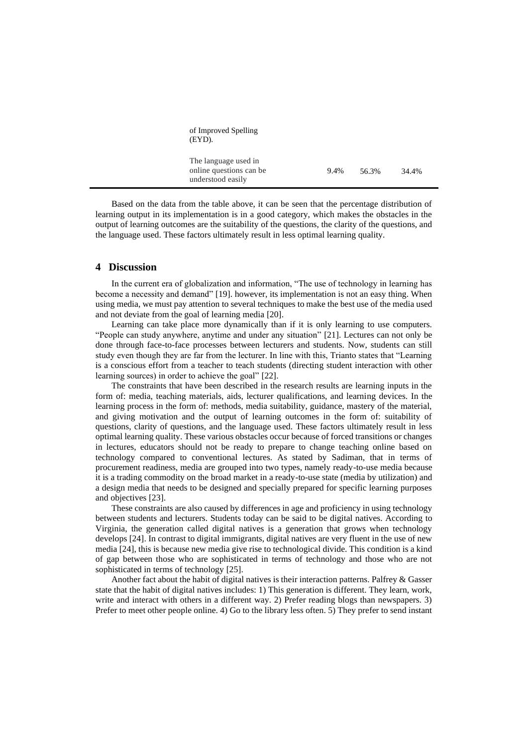| | | | |
|---|---|---|---|
| of Improved Spelling (EYD). | | | |
| The language used in online questions can be understood easily | 9.4% | 56.3% | 34.4% |

Based on the data from the table above, it can be seen that the percentage distribution of learning output in its implementation is in a good category, which makes the obstacles in the output of learning outcomes are the suitability of the questions, the clarity of the questions, and the language used. These factors ultimately result in less optimal learning quality.

## 4 Discussion

In the current era of globalization and information, "The use of technology in learning has become a necessity and demand" [19]. however, its implementation is not an easy thing. When using media, we must pay attention to several techniques to make the best use of the media used and not deviate from the goal of learning media [20].

Learning can take place more dynamically than if it is only learning to use computers. "People can study anywhere, anytime and under any situation" [21]. Lectures can not only be done through face-to-face processes between lecturers and students. Now, students can still study even though they are far from the lecturer. In line with this, Trianto states that "Learning is a conscious effort from a teacher to teach students (directing student interaction with other learning sources) in order to achieve the goal" [22].

The constraints that have been described in the research results are learning inputs in the form of: media, teaching materials, aids, lecturer qualifications, and learning devices. In the learning process in the form of: methods, media suitability, guidance, mastery of the material, and giving motivation and the output of learning outcomes in the form of: suitability of questions, clarity of questions, and the language used. These factors ultimately result in less optimal learning quality. These various obstacles occur because of forced transitions or changes in lectures, educators should not be ready to prepare to change teaching online based on technology compared to conventional lectures. As stated by Sadiman, that in terms of procurement readiness, media are grouped into two types, namely ready-to-use media because it is a trading commodity on the broad market in a ready-to-use state (media by utilization) and a design media that needs to be designed and specially prepared for specific learning purposes and objectives [23].

These constraints are also caused by differences in age and proficiency in using technology between students and lecturers. Students today can be said to be digital natives. According to Virginia, the generation called digital natives is a generation that grows when technology develops [24]. In contrast to digital immigrants, digital natives are very fluent in the use of new media [24], this is because new media give rise to technological divide. This condition is a kind of gap between those who are sophisticated in terms of technology and those who are not sophisticated in terms of technology [25].

Another fact about the habit of digital natives is their interaction patterns. Palfrey & Gasser state that the habit of digital natives includes: 1) This generation is different. They learn, work, write and interact with others in a different way. 2) Prefer reading blogs than newspapers. 3) Prefer to meet other people online. 4) Go to the library less often. 5) They prefer to send instant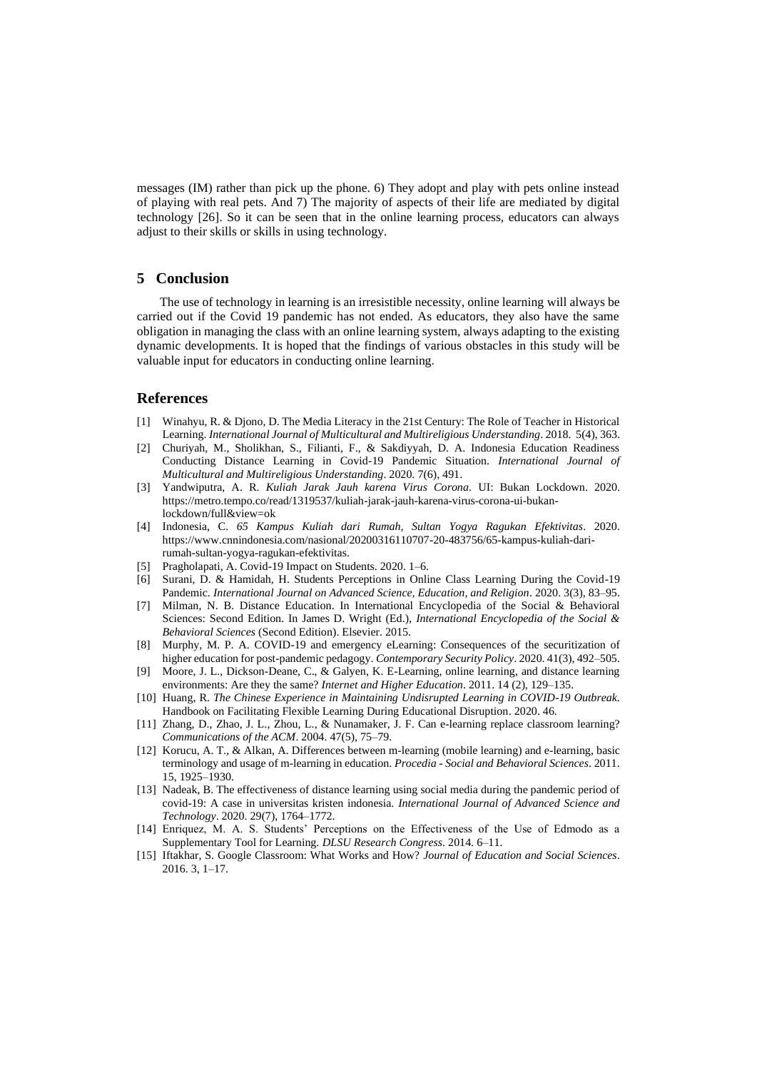messages (IM) rather than pick up the phone. 6) They adopt and play with pets online instead of playing with real pets. And 7) The majority of aspects of their life are mediated by digital technology [26]. So it can be seen that in the online learning process, educators can always adjust to their skills or skills in using technology.

## 5 Conclusion

The use of technology in learning is an irresistible necessity, online learning will always be carried out if the Covid 19 pandemic has not ended. As educators, they also have the same obligation in managing the class with an online learning system, always adapting to the existing dynamic developments. It is hoped that the findings of various obstacles in this study will be valuable input for educators in conducting online learning.

## References

[1] Winahyu, R. & Djono, D. The Media Literacy in the 21st Century: The Role of Teacher in Historical Learning. *International Journal of Multicultural and Multireligious Understanding*. 2018. 5(4), 363.

[2] Churiyah, M., Sholikhan, S., Filianti, F., & Sakdiyyah, D. A. Indonesia Education Readiness Conducting Distance Learning in Covid-19 Pandemic Situation. *International Journal of Multicultural and Multireligious Understanding*. 2020. 7(6), 491.

[3] Yandwiputra, A. R. *Kuliah Jarak Jauh karena Virus Corona*. UI: Bukan Lockdown. 2020. https://metro.tempo.co/read/1319537/kuliah-jarak-jauh-karena-virus-corona-ui-bukan-lockdown/full&view=ok

[4] Indonesia, C. *65 Kampus Kuliah dari Rumah, Sultan Yogya Ragukan Efektivitas*. 2020. https://www.cnnindonesia.com/nasional/20200316110707-20-483756/65-kampus-kuliah-dari-rumah-sultan-yogya-ragukan-efektivitas.

[5] Pragholapati, A. Covid-19 Impact on Students. 2020. 1–6.

[6] Surani, D. & Hamidah, H. Students Perceptions in Online Class Learning During the Covid-19 Pandemic. *International Journal on Advanced Science, Education, and Religion*. 2020. 3(3), 83–95.

[7] Milman, N. B. Distance Education. In International Encyclopedia of the Social & Behavioral Sciences: Second Edition. In James D. Wright (Ed.), *International Encyclopedia of the Social & Behavioral Sciences* (Second Edition). Elsevier. 2015.

[8] Murphy, M. P. A. COVID-19 and emergency eLearning: Consequences of the securitization of higher education for post-pandemic pedagogy. *Contemporary Security Policy*. 2020. 41(3), 492–505.

[9] Moore, J. L., Dickson-Deane, C., & Galyen, K. E-Learning, online learning, and distance learning environments: Are they the same? *Internet and Higher Education*. 2011. 14 (2), 129–135.

[10] Huang, R. *The Chinese Experience in Maintaining Undisrupted Learning in COVID-19 Outbreak*. Handbook on Facilitating Flexible Learning During Educational Disruption. 2020. 46.

[11] Zhang, D., Zhao, J. L., Zhou, L., & Nunamaker, J. F. Can e-learning replace classroom learning? *Communications of the ACM*. 2004. 47(5), 75–79.

[12] Korucu, A. T., & Alkan, A. Differences between m-learning (mobile learning) and e-learning, basic terminology and usage of m-learning in education. *Procedia - Social and Behavioral Sciences*. 2011. 15, 1925–1930.

[13] Nadeak, B. The effectiveness of distance learning using social media during the pandemic period of covid-19: A case in universitas kristen indonesia. *International Journal of Advanced Science and Technology*. 2020. 29(7), 1764–1772.

[14] Enriquez, M. A. S. Students' Perceptions on the Effectiveness of the Use of Edmodo as a Supplementary Tool for Learning. *DLSU Research Congress*. 2014. 6–11.

[15] Iftakhar, S. Google Classroom: What Works and How? *Journal of Education and Social Sciences*. 2016. 3, 1–17.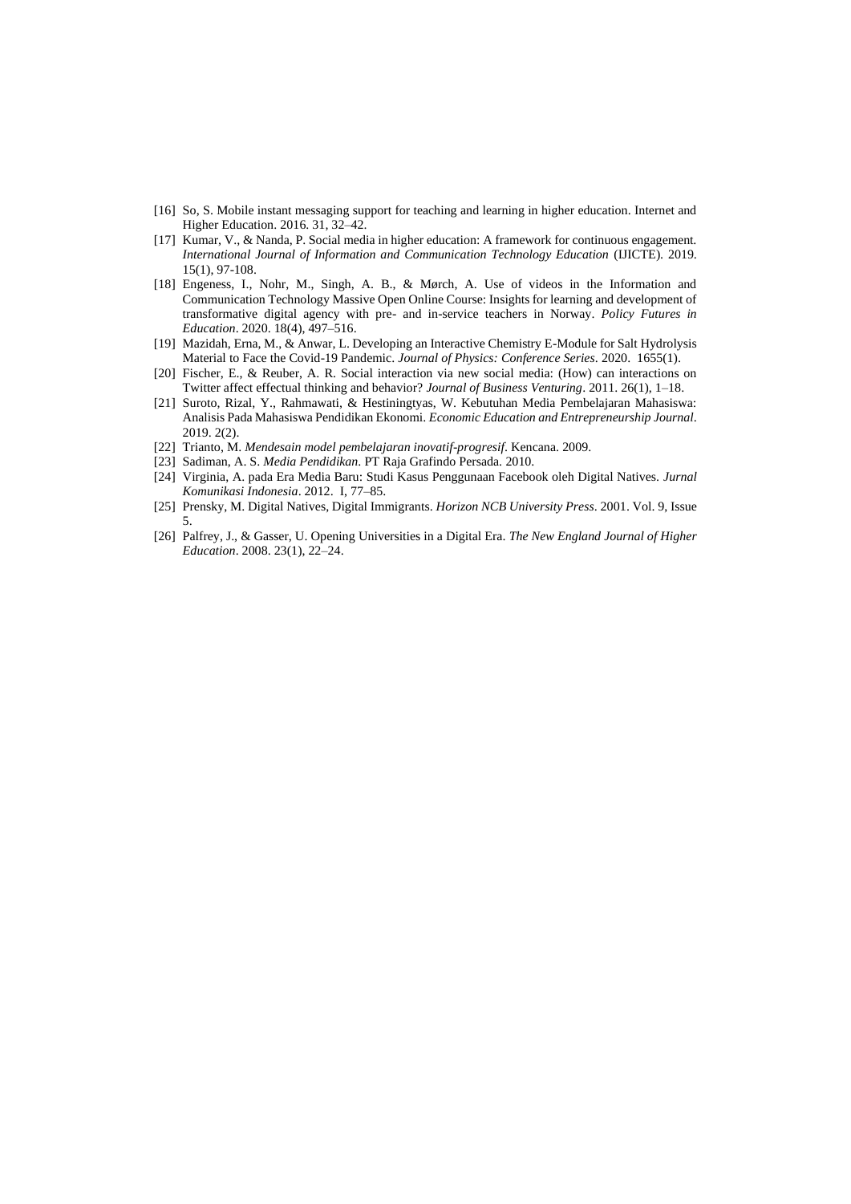[16] So, S. Mobile instant messaging support for teaching and learning in higher education. Internet and Higher Education. 2016. 31, 32–42.

[17] Kumar, V., & Nanda, P. Social media in higher education: A framework for continuous engagement. *International Journal of Information and Communication Technology Education* (IJICTE). 2019. 15(1), 97-108.

[18] Engeness, I., Nohr, M., Singh, A. B., & Mørch, A. Use of videos in the Information and Communication Technology Massive Open Online Course: Insights for learning and development of transformative digital agency with pre- and in-service teachers in Norway. *Policy Futures in Education*. 2020. 18(4), 497–516.

[19] Mazidah, Erna, M., & Anwar, L. Developing an Interactive Chemistry E-Module for Salt Hydrolysis Material to Face the Covid-19 Pandemic. *Journal of Physics: Conference Series*. 2020. 1655(1).

[20] Fischer, E., & Reuber, A. R. Social interaction via new social media: (How) can interactions on Twitter affect effectual thinking and behavior? *Journal of Business Venturing*. 2011. 26(1), 1–18.

[21] Suroto, Rizal, Y., Rahmawati, & Hestiningtyas, W. Kebutuhan Media Pembelajaran Mahasiswa: Analisis Pada Mahasiswa Pendidikan Ekonomi. *Economic Education and Entrepreneurship Journal*. 2019. 2(2).

[22] Trianto, M. *Mendesain model pembelajaran inovatif-progresif*. Kencana. 2009.

[23] Sadiman, A. S. *Media Pendidikan*. PT Raja Grafindo Persada. 2010.

[24] Virginia, A. pada Era Media Baru: Studi Kasus Penggunaan Facebook oleh Digital Natives. *Jurnal Komunikasi Indonesia*. 2012. I, 77–85.

[25] Prensky, M. Digital Natives, Digital Immigrants. *Horizon NCB University Press*. 2001. Vol. 9, Issue 5.

[26] Palfrey, J., & Gasser, U. Opening Universities in a Digital Era. *The New England Journal of Higher Education*. 2008. 23(1), 22–24.